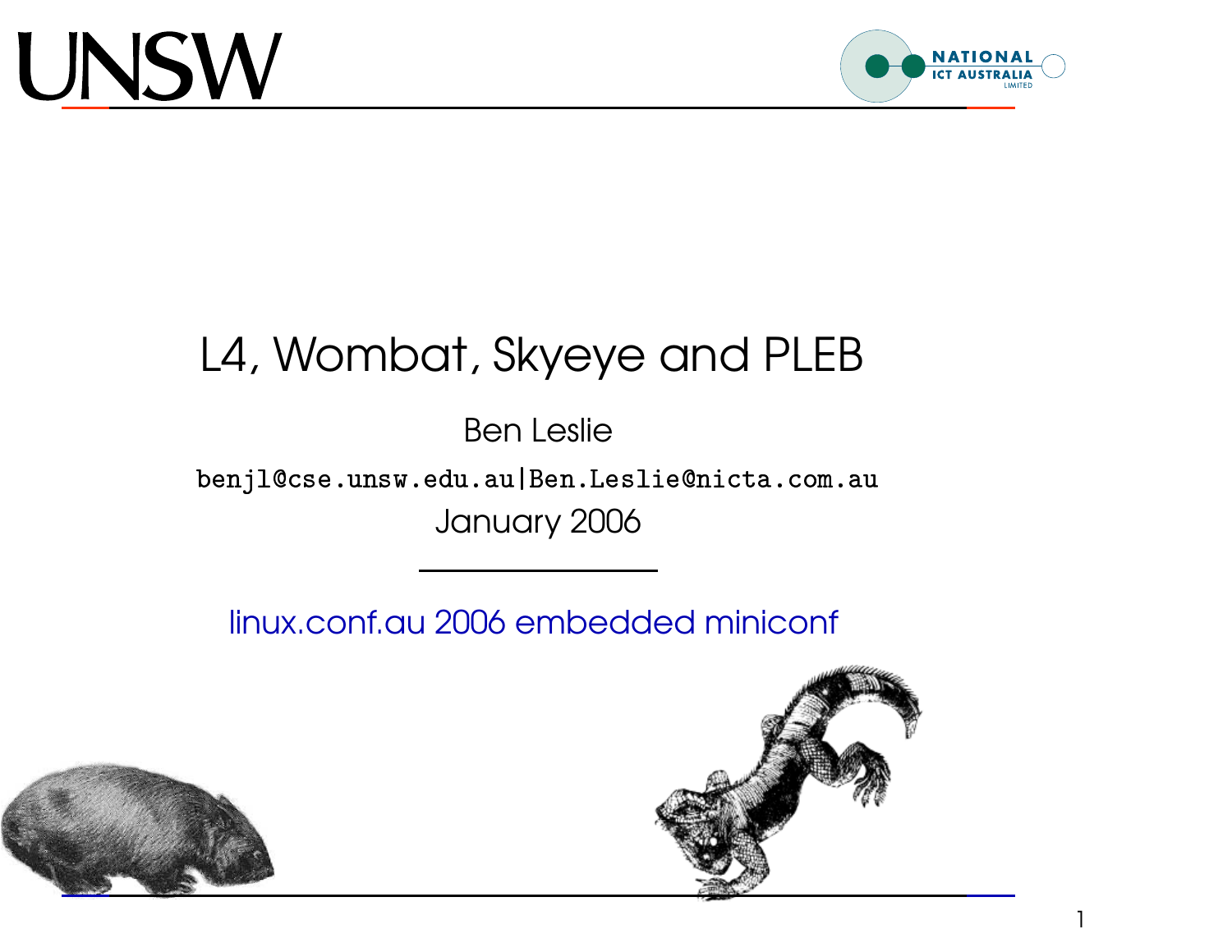# L4, Wombat, Skyeye and PLEB

Ben Leslie

benjl@cse.unsw.edu.au|Ben.Leslie@nicta.com.au

January 2006

---

linux.conf.au 2006 embedded miniconf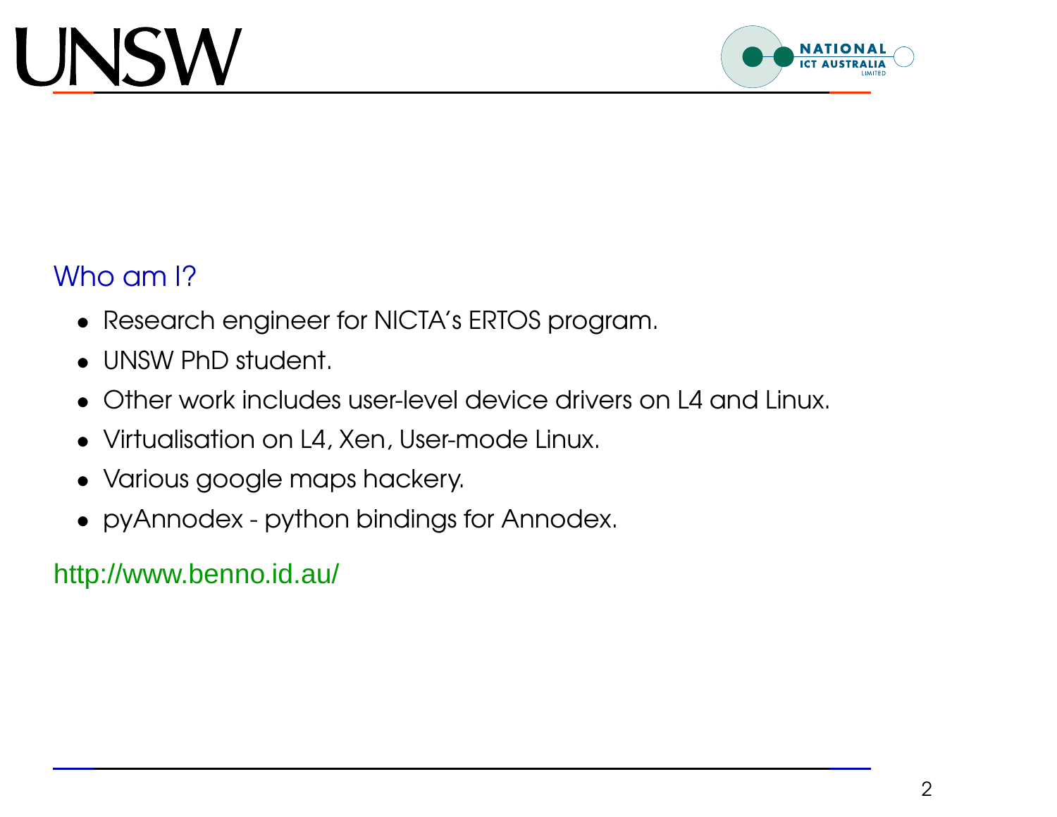## Who am I?

- Research engineer for NICTA's ERTOS program.
- UNSW PhD student.
- Other work includes user-level device drivers on L4 and Linux.
- Virtualisation on L4, Xen, User-mode Linux.
- Various google maps hackery.
- pyAnnodex - python bindings for Annodex.

http://www.benno.id.au/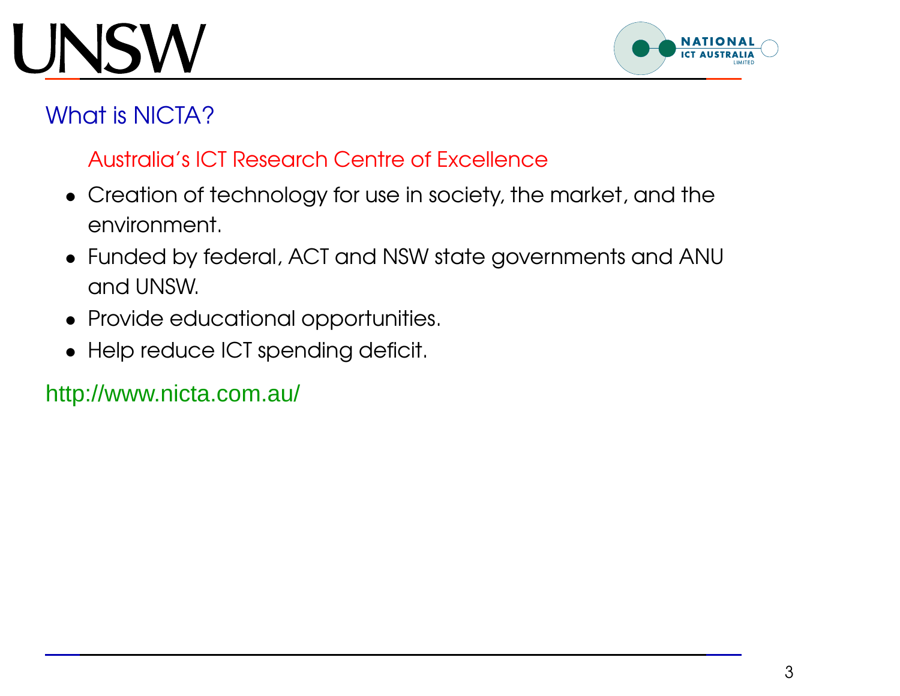## What is NICTA?

Australia's ICT Research Centre of Excellence

- Creation of technology for use in society, the market, and the environment.
- Funded by federal, ACT and NSW state governments and ANU and UNSW.
- Provide educational opportunities.
- Help reduce ICT spending deficit.

http://www.nicta.com.au/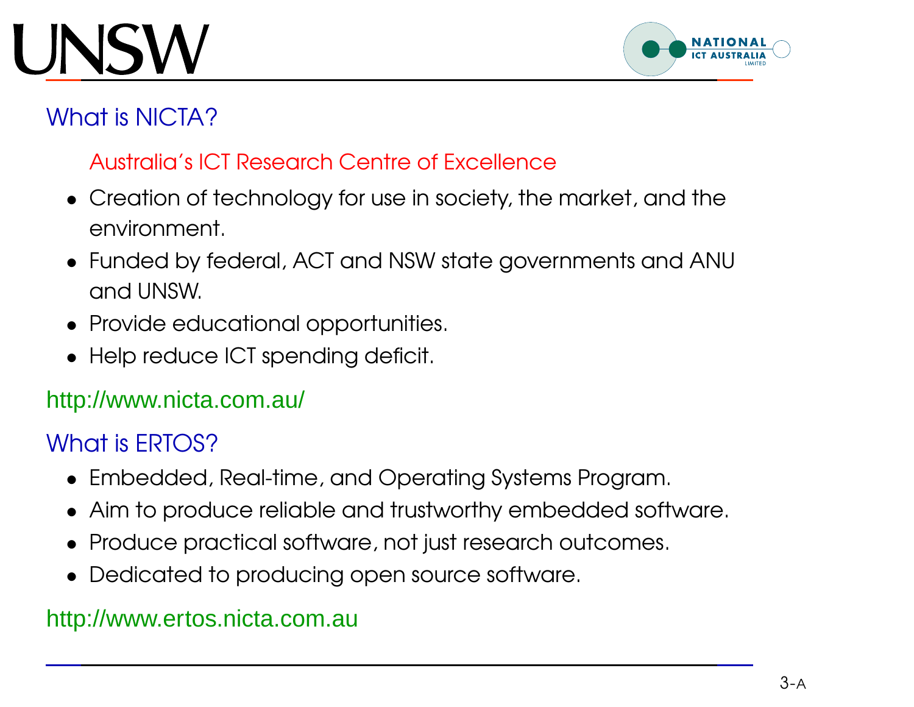## What is NICTA?

Australia's ICT Research Centre of Excellence

- Creation of technology for use in society, the market, and the environment.
- Funded by federal, ACT and NSW state governments and ANU and UNSW.
- Provide educational opportunities.
- Help reduce ICT spending deficit.

http://www.nicta.com.au/

## What is ERTOS?

- Embedded, Real-time, and Operating Systems Program.
- Aim to produce reliable and trustworthy embedded software.
- Produce practical software, not just research outcomes.
- Dedicated to producing open source software.

http://www.ertos.nicta.com.au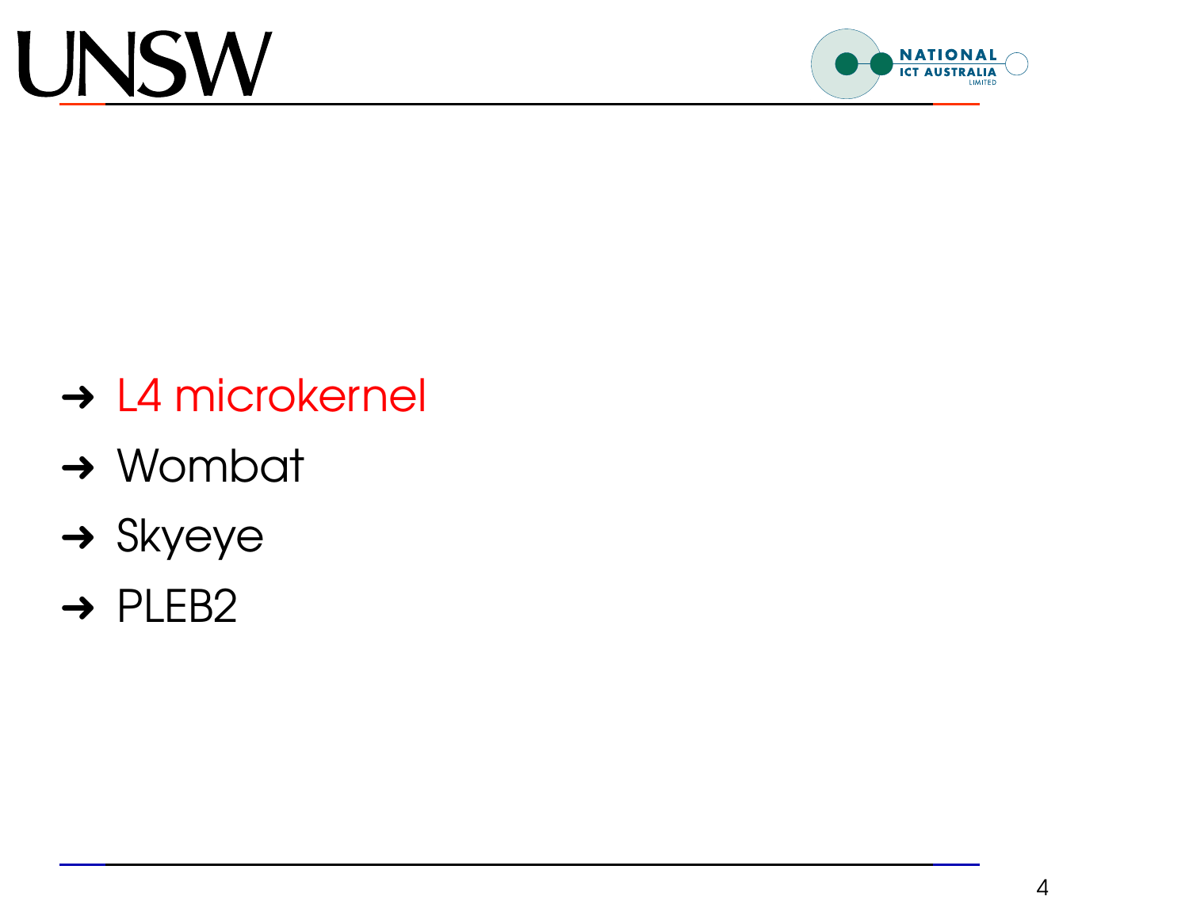- L4 microkernel
- Wombat
- Skyeye
- PLEB2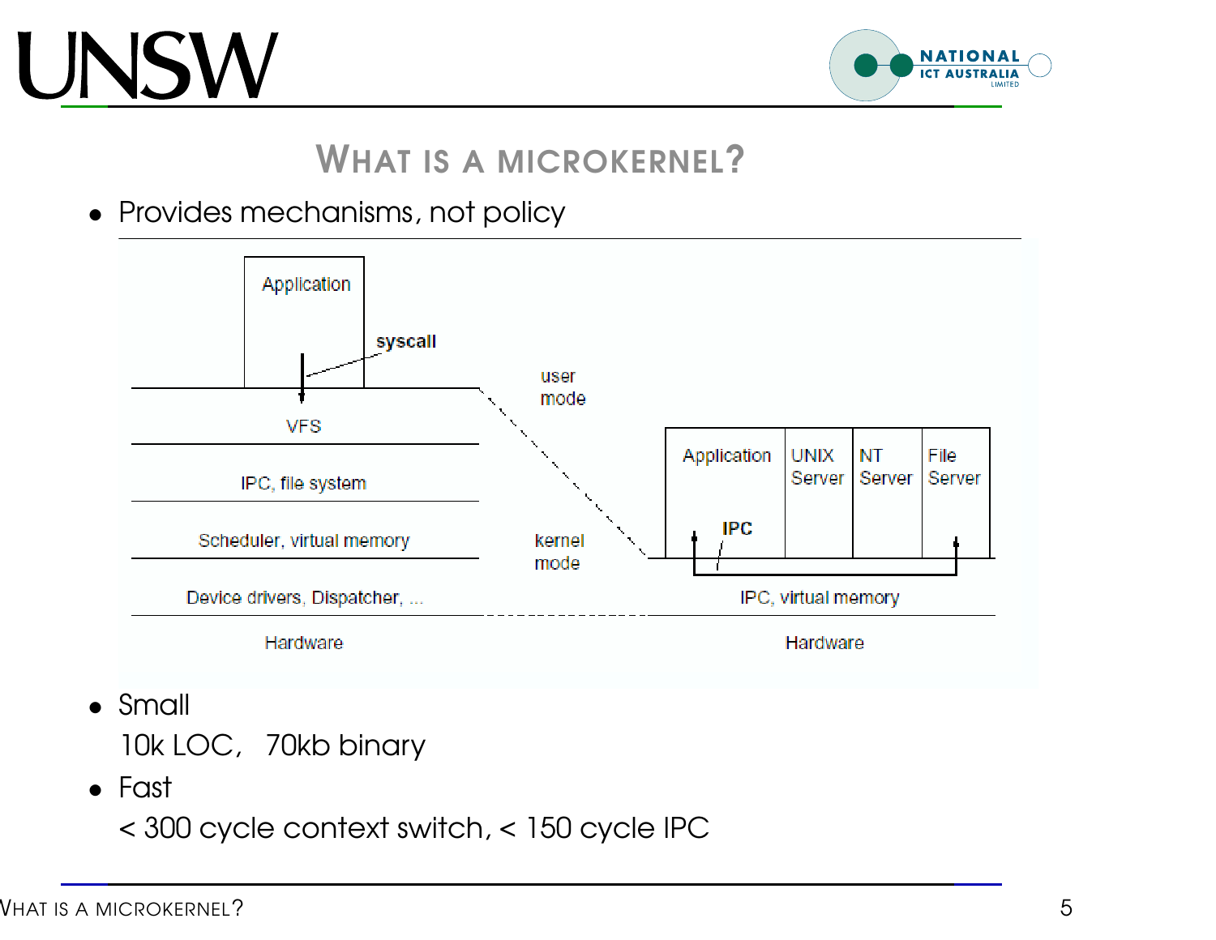# What is a microkernel?

- Provides mechanisms, not policy

Application

syscall

user mode

VFS

IPC, file system

Scheduler, virtual memory

Device drivers, Dispatcher, ...

Hardware

kernel mode

Application | UNIX Server | NT Server | File Server

IPC

IPC, virtual memory

Hardware

- Small

  10k LOC, 70kb binary

- Fast

  < 300 cycle context switch, < 150 cycle IPC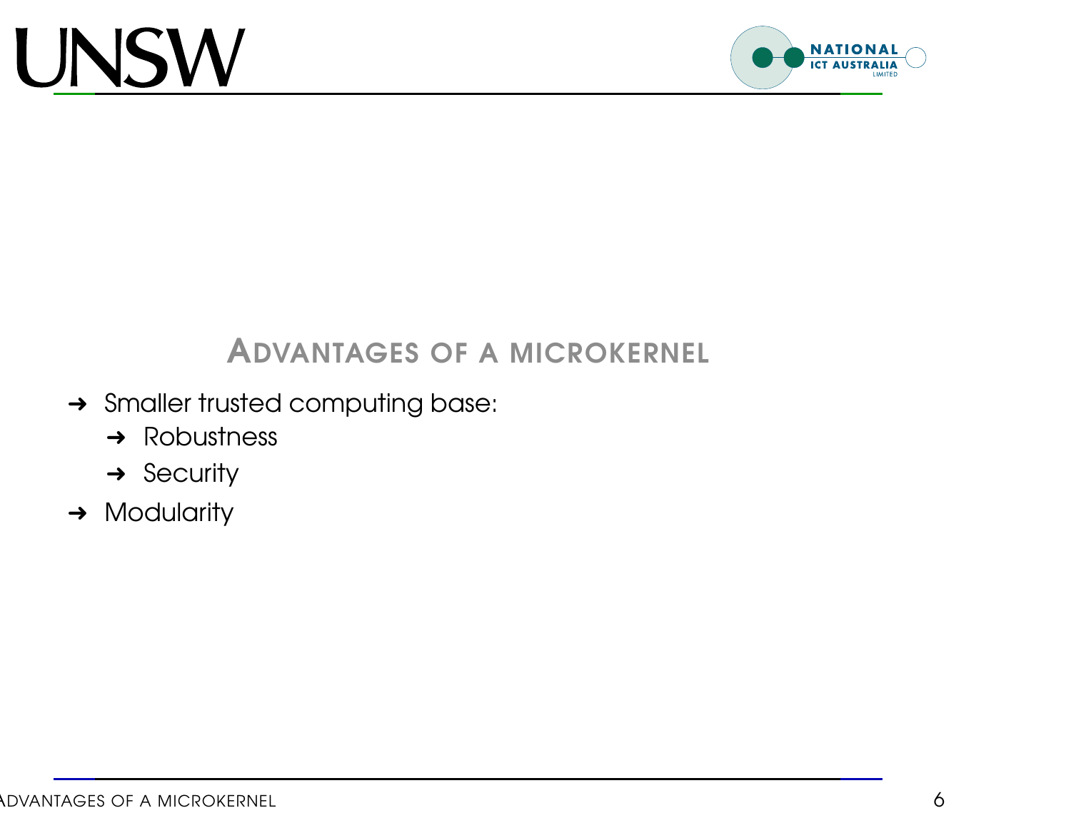## Advantages of a microkernel

- Smaller trusted computing base:
  - Robustness
  - Security
- Modularity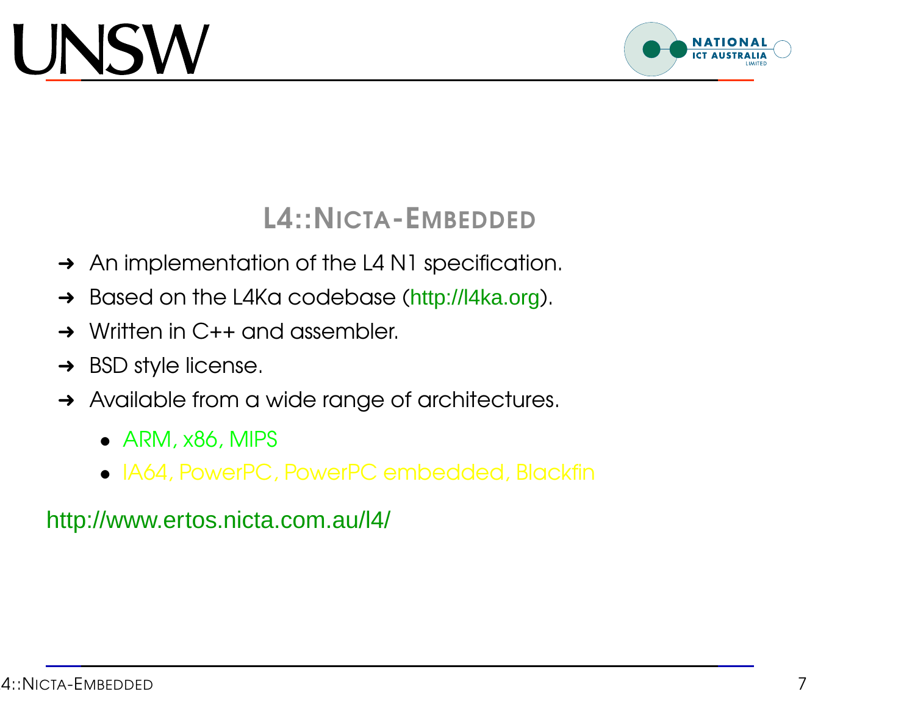## L4::NICTA-EMBEDDED

- An implementation of the L4 N1 specification.
- Based on the L4Ka codebase (http://l4ka.org).
- Written in C++ and assembler.
- BSD style license.
- Available from a wide range of architectures.
  - ARM, x86, MIPS
  - IA64, PowerPC, PowerPC embedded, Blackfin

http://www.ertos.nicta.com.au/l4/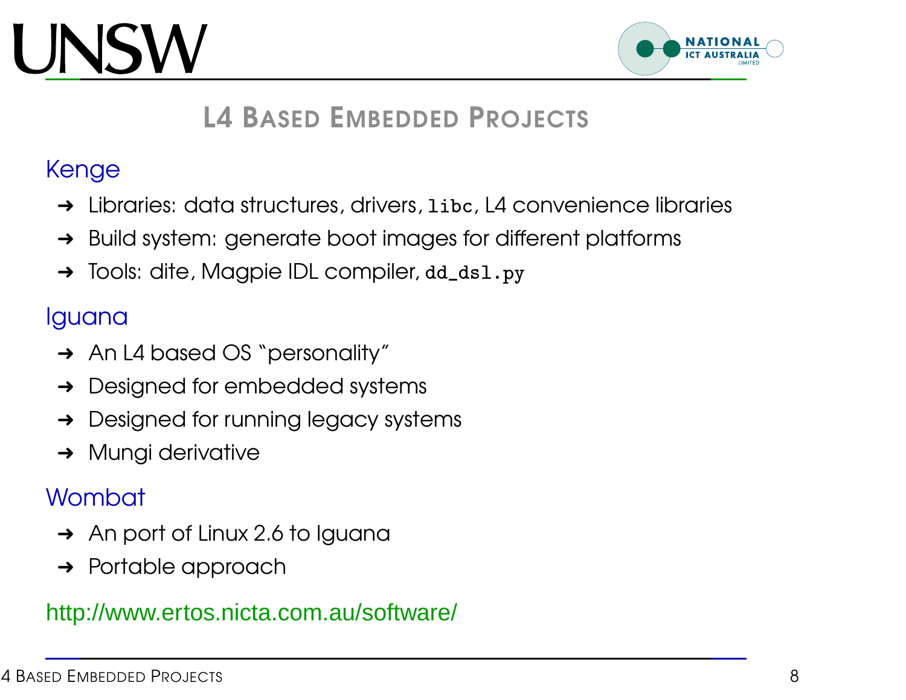# L4 Based Embedded Projects

## Kenge

- Libraries: data structures, drivers, `libc`, L4 convenience libraries
- Build system: generate boot images for different platforms
- Tools: dite, Magpie IDL compiler, `dd_dsl.py`

## Iguana

- An L4 based OS "personality"
- Designed for embedded systems
- Designed for running legacy systems
- Mungi derivative

## Wombat

- An port of Linux 2.6 to Iguana
- Portable approach

http://www.ertos.nicta.com.au/software/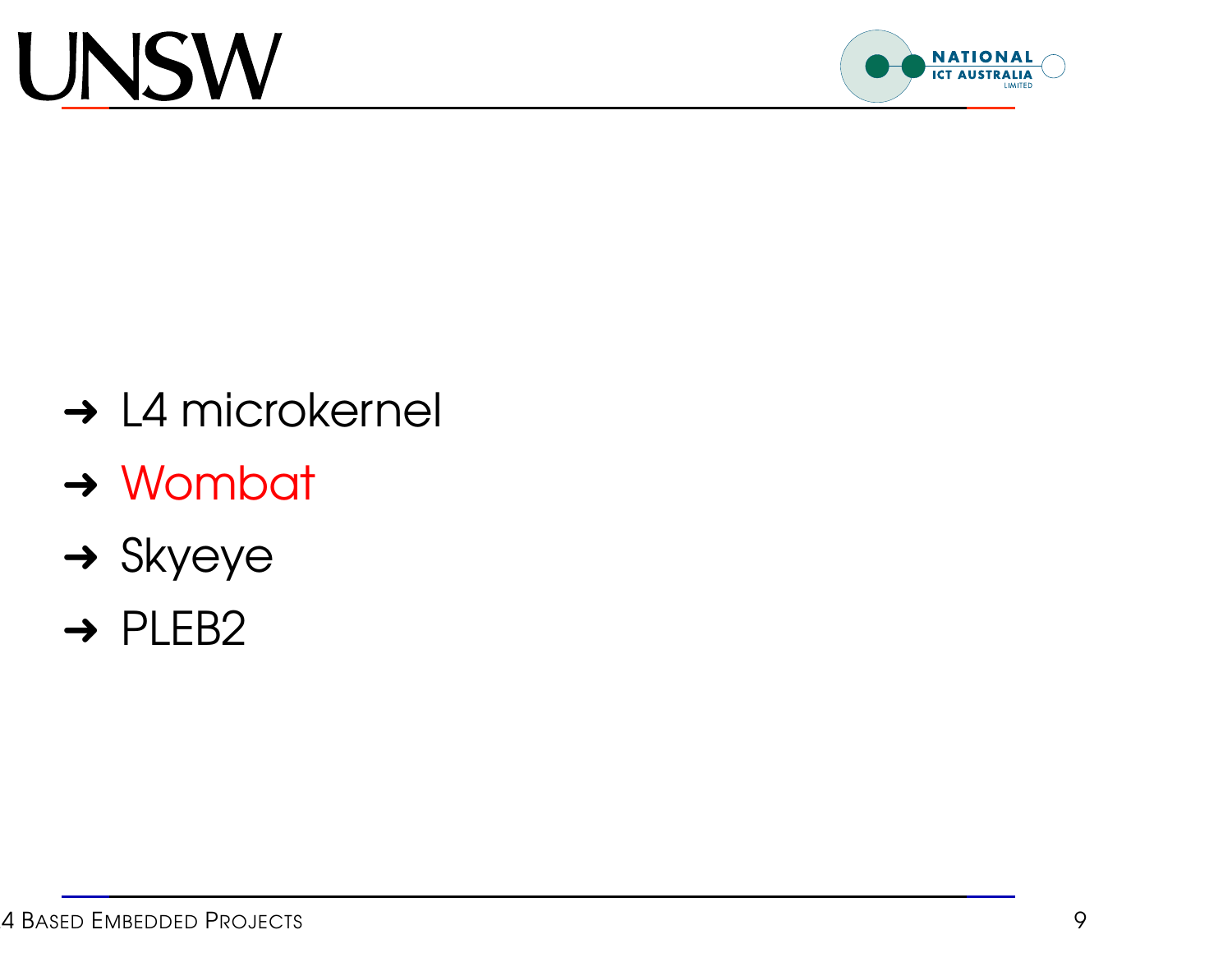- L4 microkernel
- Wombat
- Skyeye
- PLEB2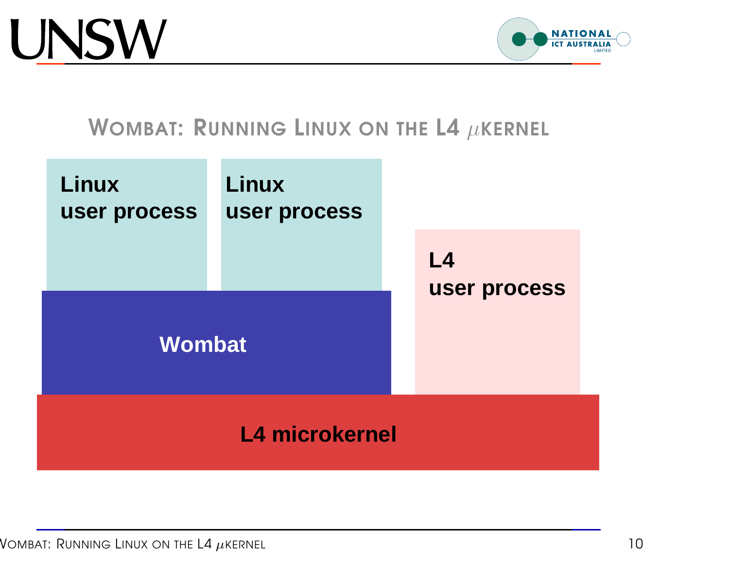## Wombat: Running Linux on the L4 $\mu$kernel

Linux
user process

Linux
user process

L4
user process

Wombat

L4 microkernel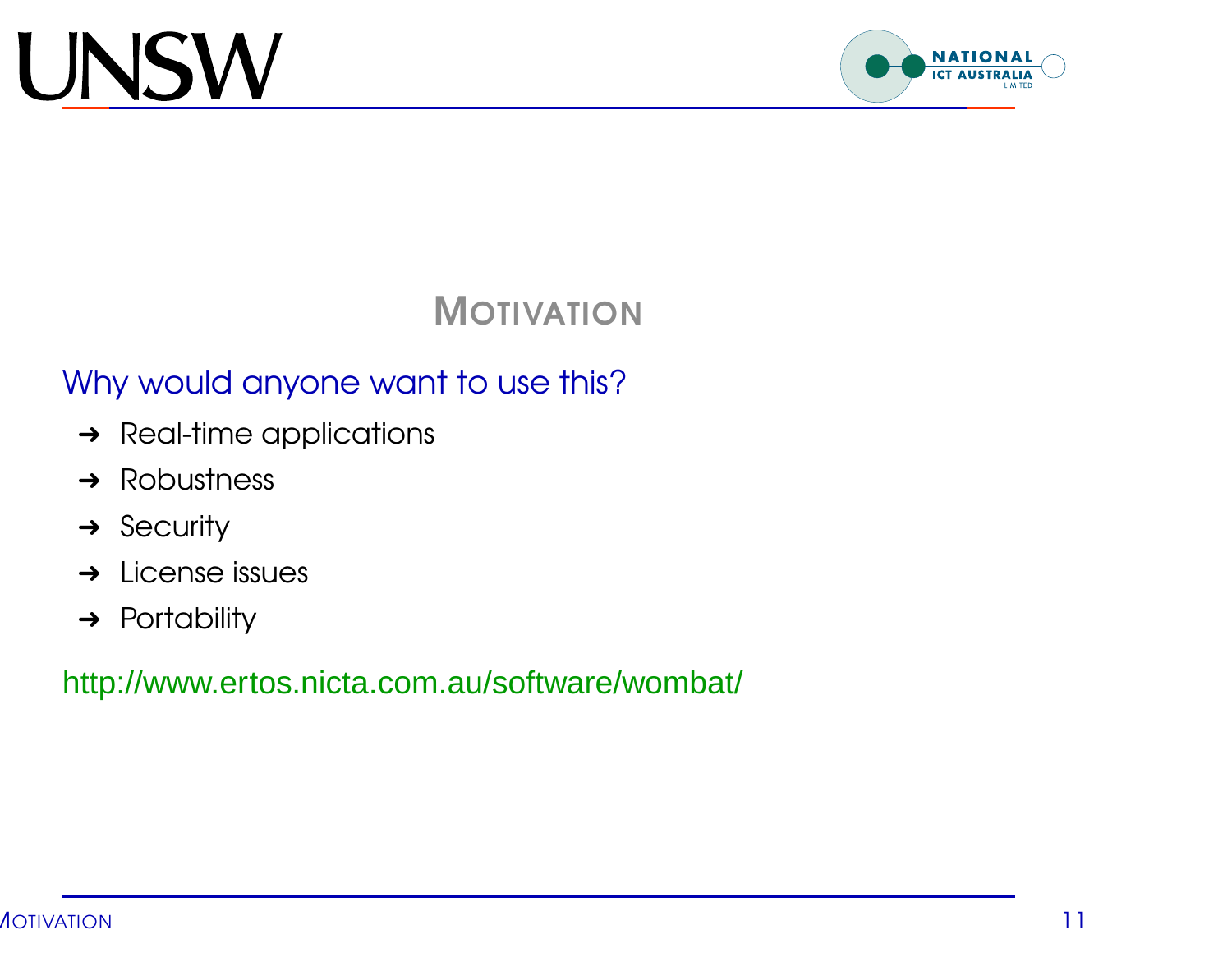# Motivation

Why would anyone want to use this?

- Real-time applications
- Robustness
- Security
- License issues
- Portability

http://www.ertos.nicta.com.au/software/wombat/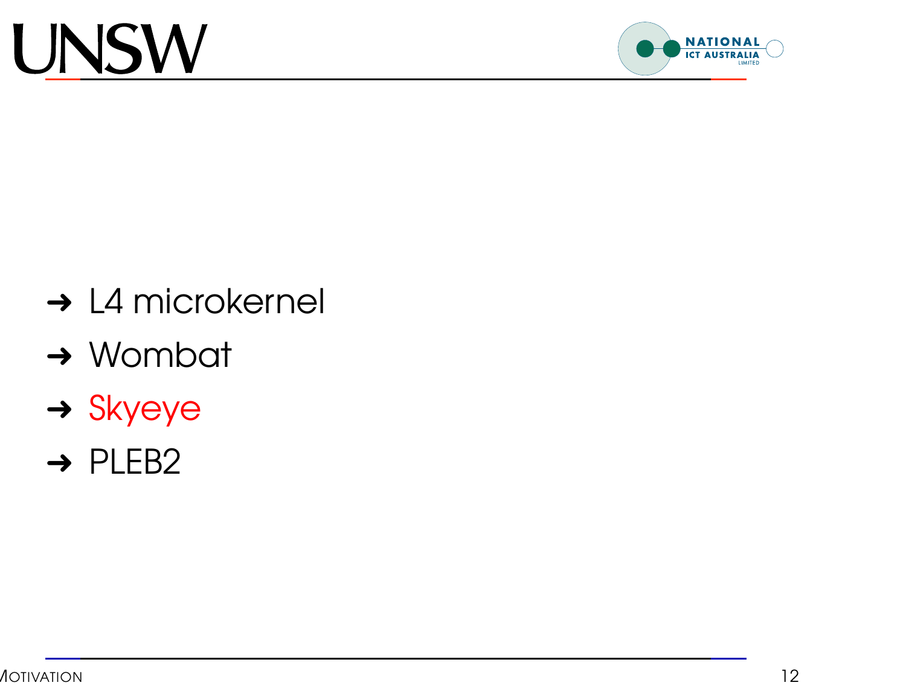- L4 microkernel
- Wombat
- Skyeye
- PLEB2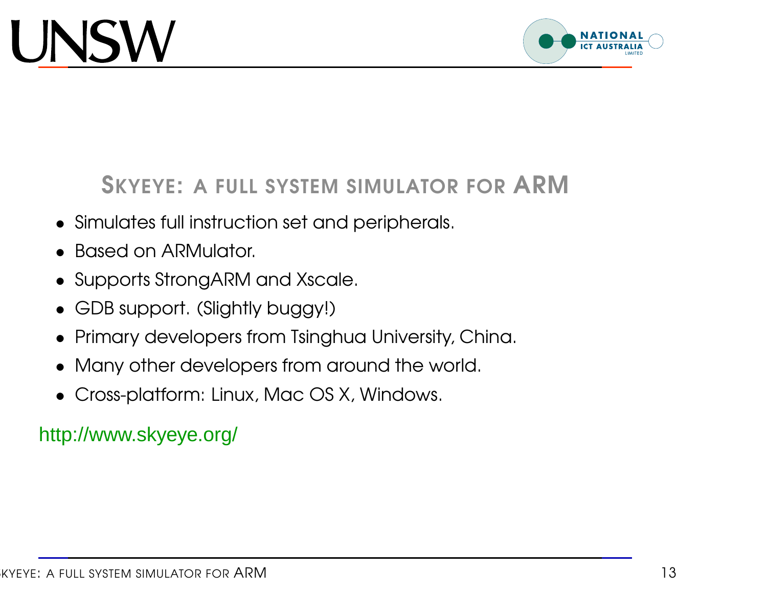## SkyEye: A full system simulator for ARM

- Simulates full instruction set and peripherals.
- Based on ARMulator.
- Supports StrongARM and Xscale.
- GDB support. (Slightly buggy!)
- Primary developers from Tsinghua University, China.
- Many other developers from around the world.
- Cross-platform: Linux, Mac OS X, Windows.

http://www.skyeye.org/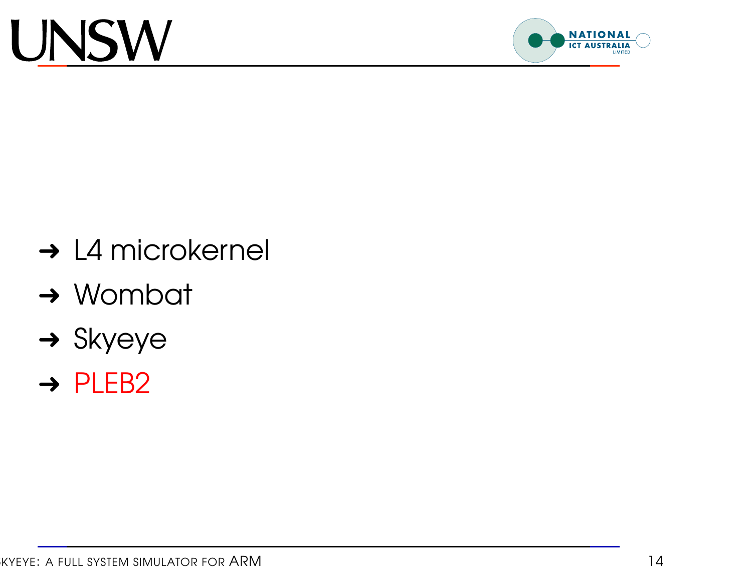- L4 microkernel
- Wombat
- Skyeye
- PLEB2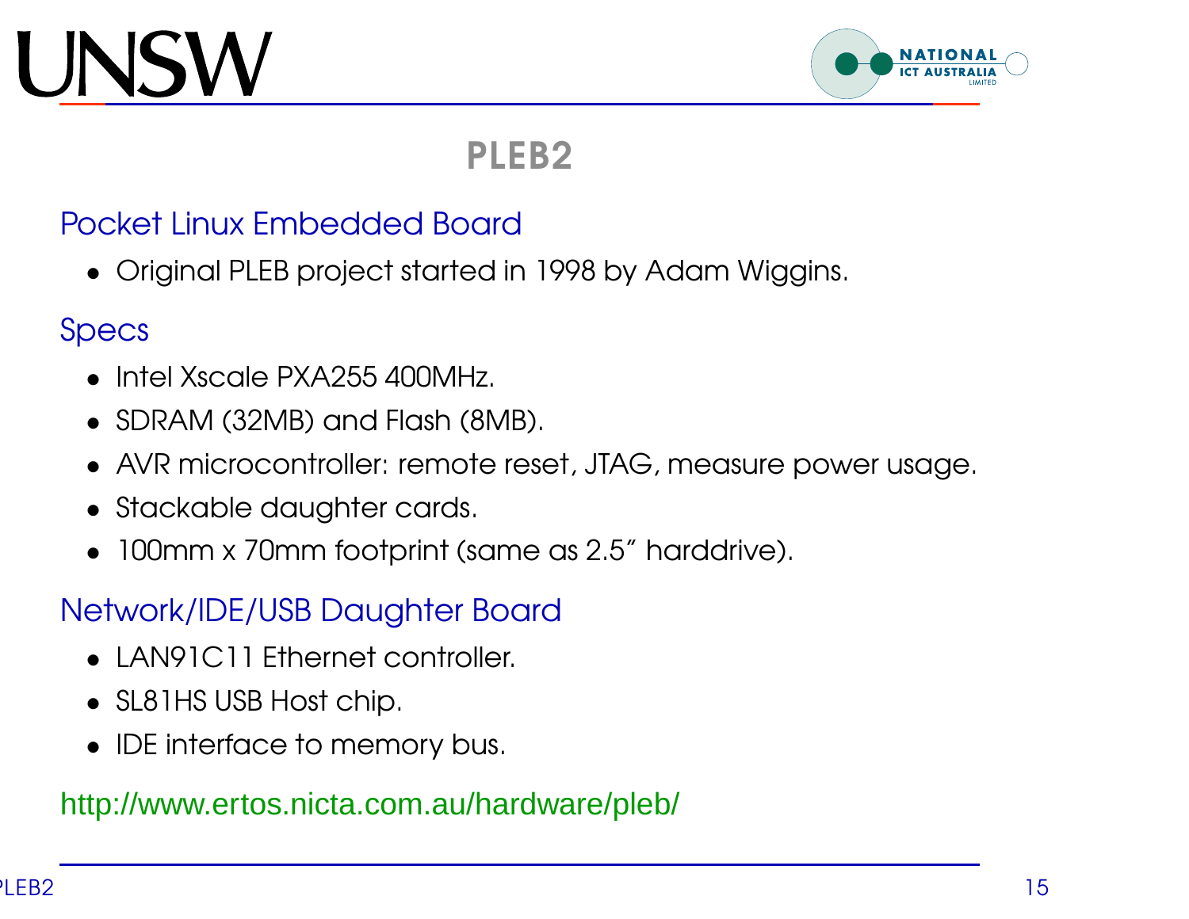# PLEB2

## Pocket Linux Embedded Board

- Original PLEB project started in 1998 by Adam Wiggins.

## Specs

- Intel Xscale PXA255 400MHz.
- SDRAM (32MB) and Flash (8MB).
- AVR microcontroller: remote reset, JTAG, measure power usage.
- Stackable daughter cards.
- 100mm x 70mm footprint (same as 2.5" harddrive).

## Network/IDE/USB Daughter Board

- LAN91C11 Ethernet controller.
- SL81HS USB Host chip.
- IDE interface to memory bus.

http://www.ertos.nicta.com.au/hardware/pleb/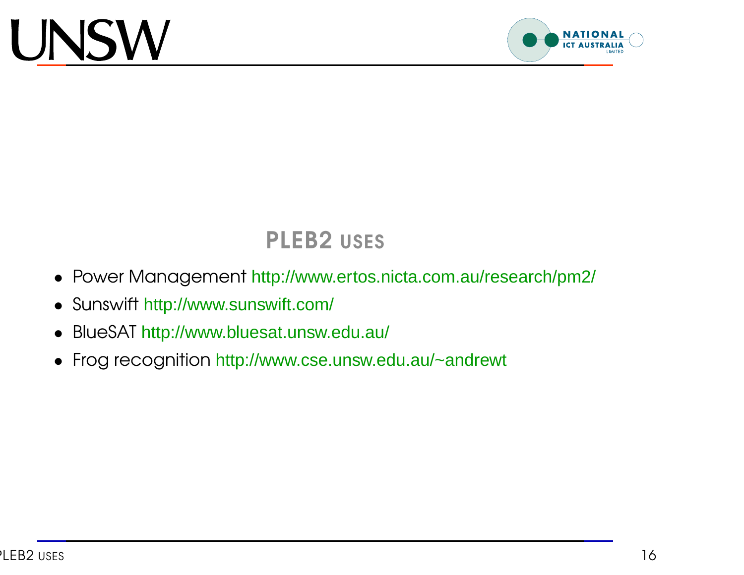## PLEB2 USES

- Power Management http://www.ertos.nicta.com.au/research/pm2/
- Sunswift http://www.sunswift.com/
- BlueSAT http://www.bluesat.unsw.edu.au/
- Frog recognition http://www.cse.unsw.edu.au/~andrewt